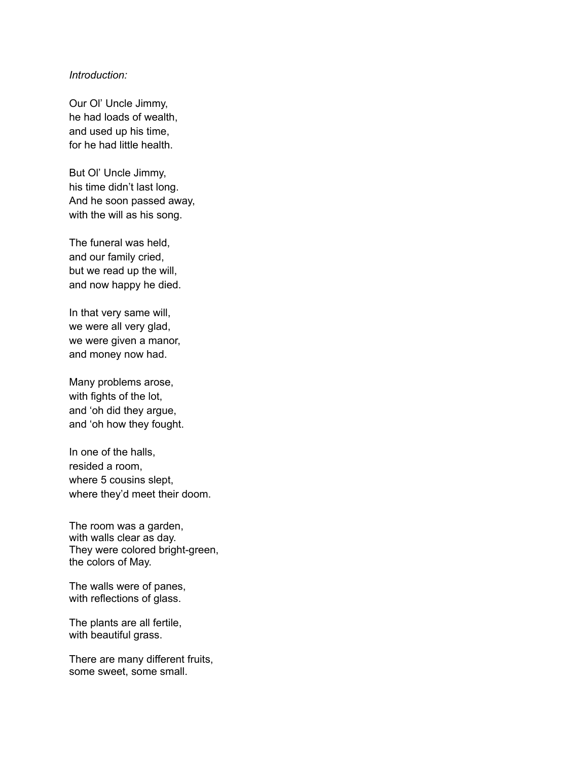*Introduction:*

Our Ol' Uncle Jimmy,
he had loads of wealth,
and used up his time,
for he had little health.

But Ol' Uncle Jimmy,
his time didn't last long.
And he soon passed away,
with the will as his song.

The funeral was held,
and our family cried,
but we read up the will,
and now happy he died.

In that very same will,
we were all very glad,
we were given a manor,
and money now had.

Many problems arose,
with fights of the lot,
and 'oh did they argue,
and 'oh how they fought.

In one of the halls,
resided a room,
where 5 cousins slept,
where they'd meet their doom.

The room was a garden,
with walls clear as day.
They were colored bright-green,
the colors of May.

The walls were of panes,
with reflections of glass.

The plants are all fertile,
with beautiful grass.

There are many different fruits,
some sweet, some small.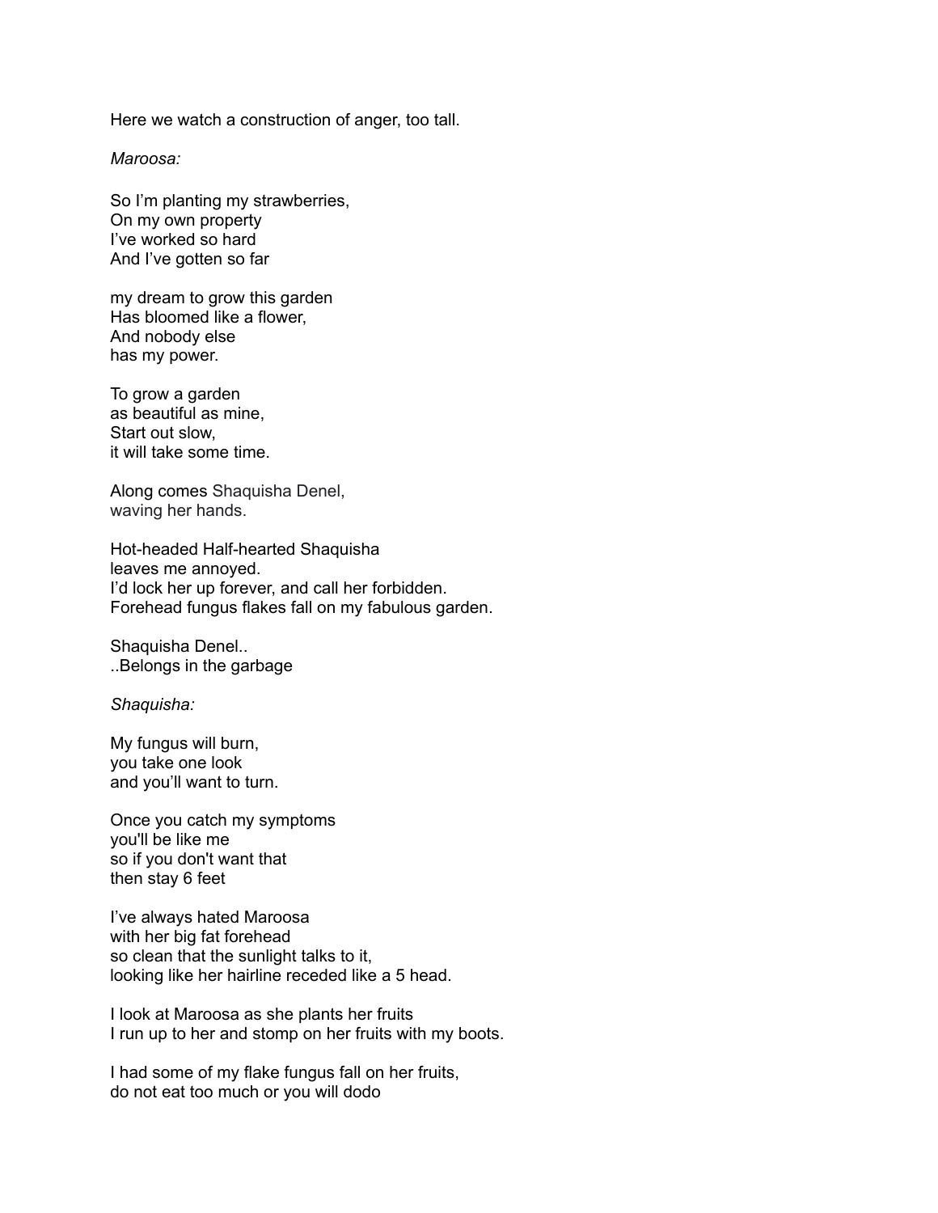Here we watch a construction of anger, too tall.

*Maroosa:*

So I'm planting my strawberries,
On my own property
I've worked so hard
And I've gotten so far

my dream to grow this garden
Has bloomed like a flower,
And nobody else
has my power.

To grow a garden
as beautiful as mine,
Start out slow,
it will take some time.

Along comes Shaquisha Denel,
waving her hands.

Hot-headed Half-hearted Shaquisha
leaves me annoyed.
I'd lock her up forever, and call her forbidden.
Forehead fungus flakes fall on my fabulous garden.

Shaquisha Denel..
..Belongs in the garbage

*Shaquisha:*

My fungus will burn,
you take one look
and you'll want to turn.

Once you catch my symptoms
you'll be like me
so if you don't want that
then stay 6 feet

I've always hated Maroosa
with her big fat forehead
so clean that the sunlight talks to it,
looking like her hairline receded like a 5 head.

I look at Maroosa as she plants her fruits
I run up to her and stomp on her fruits with my boots.

I had some of my flake fungus fall on her fruits,
do not eat too much or you will dodo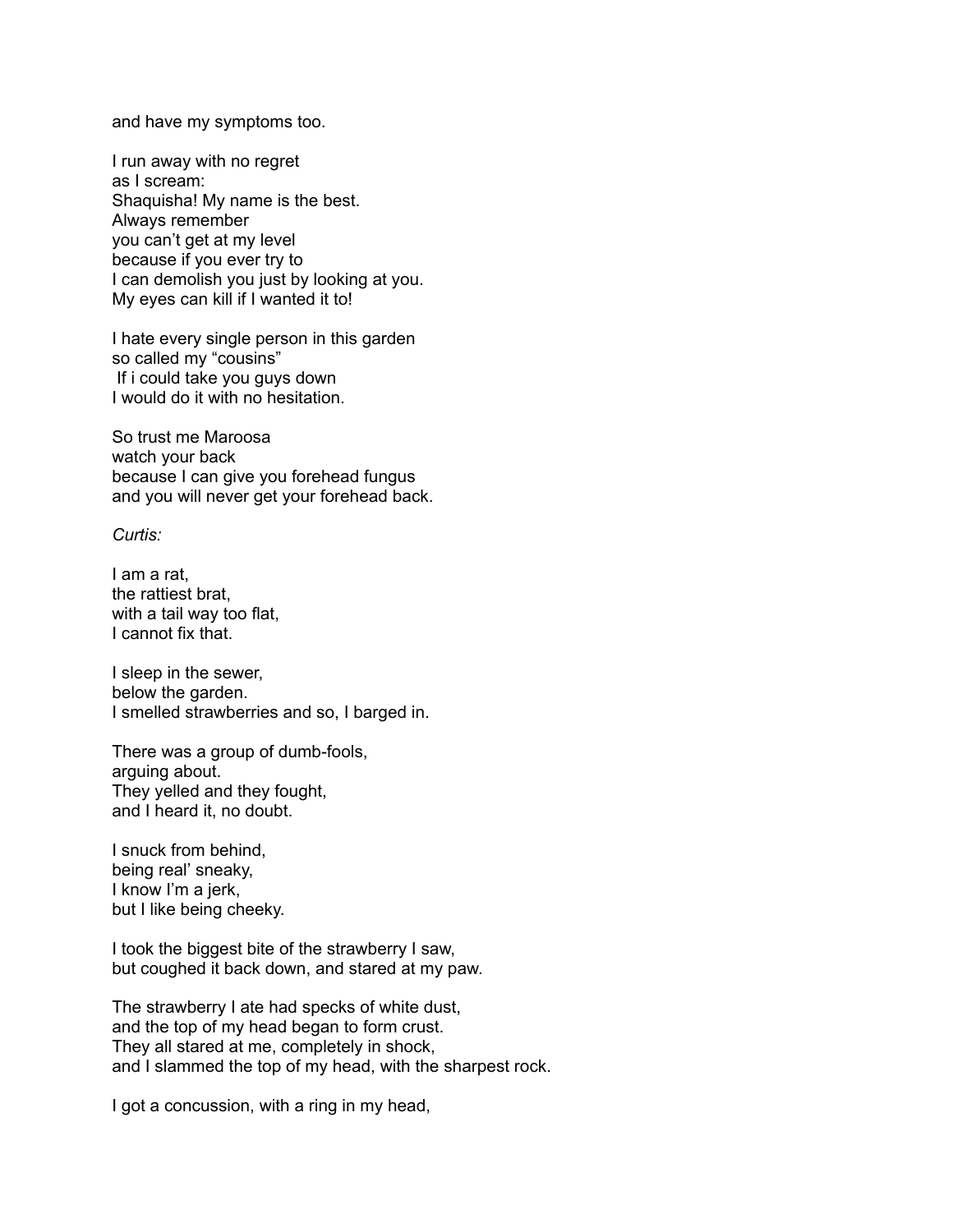and have my symptoms too.

I run away with no regret  
as I scream:  
Shaquisha! My name is the best.  
Always remember  
you can't get at my level  
because if you ever try to  
I can demolish you just by looking at you.  
My eyes can kill if I wanted it to!

I hate every single person in this garden  
so called my "cousins"  
If i could take you guys down  
I would do it with no hesitation.

So trust me Maroosa  
watch your back  
because I can give you forehead fungus  
and you will never get your forehead back.

*Curtis:*

I am a rat,  
the rattiest brat,  
with a tail way too flat,  
I cannot fix that.

I sleep in the sewer,  
below the garden.  
I smelled strawberries and so, I barged in.

There was a group of dumb-fools,  
arguing about.  
They yelled and they fought,  
and I heard it, no doubt.

I snuck from behind,  
being real' sneaky,  
I know I'm a jerk,  
but I like being cheeky.

I took the biggest bite of the strawberry I saw,  
but coughed it back down, and stared at my paw.

The strawberry I ate had specks of white dust,  
and the top of my head began to form crust.  
They all stared at me, completely in shock,  
and I slammed the top of my head, with the sharpest rock.

I got a concussion, with a ring in my head,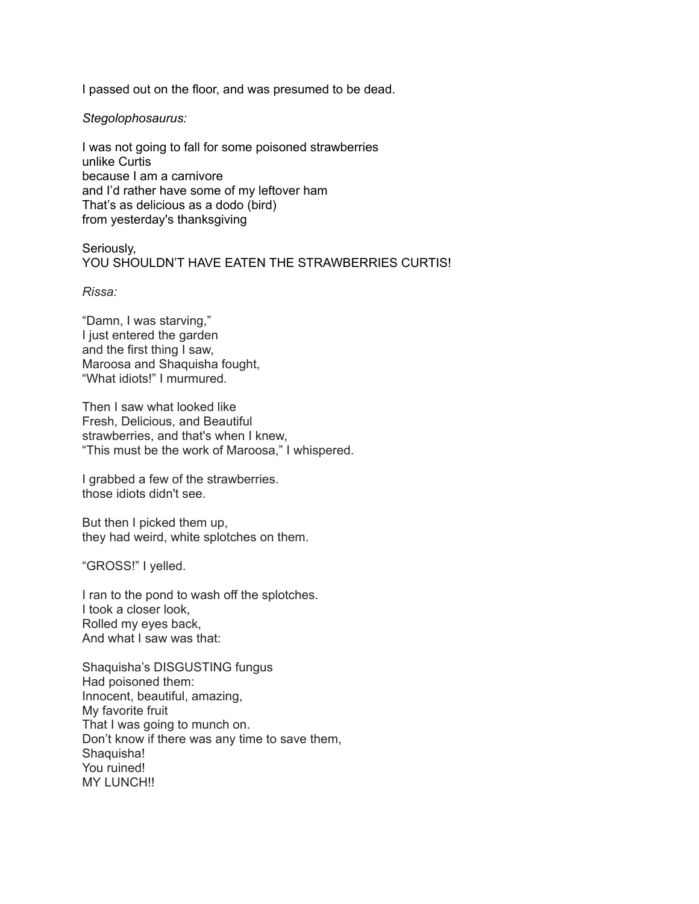I passed out on the floor, and was presumed to be dead.

*Stegolophosaurus:*

I was not going to fall for some poisoned strawberries
unlike Curtis
because I am a carnivore
and I'd rather have some of my leftover ham
That's as delicious as a dodo (bird)
from yesterday's thanksgiving

Seriously,
YOU SHOULDN'T HAVE EATEN THE STRAWBERRIES CURTIS!

*Rissa:*

"Damn, I was starving,"
I just entered the garden
and the first thing I saw,
Maroosa and Shaquisha fought,
"What idiots!" I murmured.

Then I saw what looked like
Fresh, Delicious, and Beautiful
strawberries, and that's when I knew,
"This must be the work of Maroosa," I whispered.

I grabbed a few of the strawberries.
those idiots didn't see.

But then I picked them up,
they had weird, white splotches on them.

"GROSS!" I yelled.

I ran to the pond to wash off the splotches.
I took a closer look,
Rolled my eyes back,
And what I saw was that:

Shaquisha's DISGUSTING fungus
Had poisoned them:
Innocent, beautiful, amazing,
My favorite fruit
That I was going to munch on.
Don't know if there was any time to save them,
Shaquisha!
You ruined!
MY LUNCH!!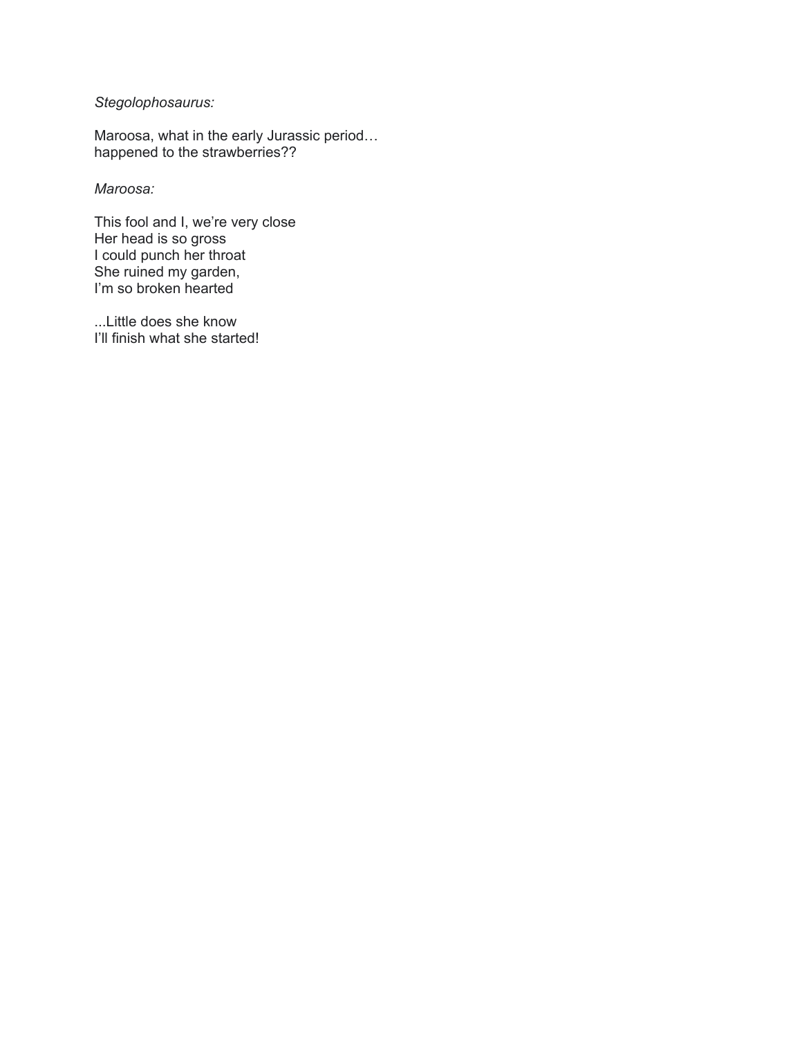*Stegolophosaurus:*

Maroosa, what in the early Jurassic period…
happened to the strawberries??

*Maroosa:*

This fool and I, we're very close
Her head is so gross
I could punch her throat
She ruined my garden,
I'm so broken hearted

...Little does she know
I'll finish what she started!